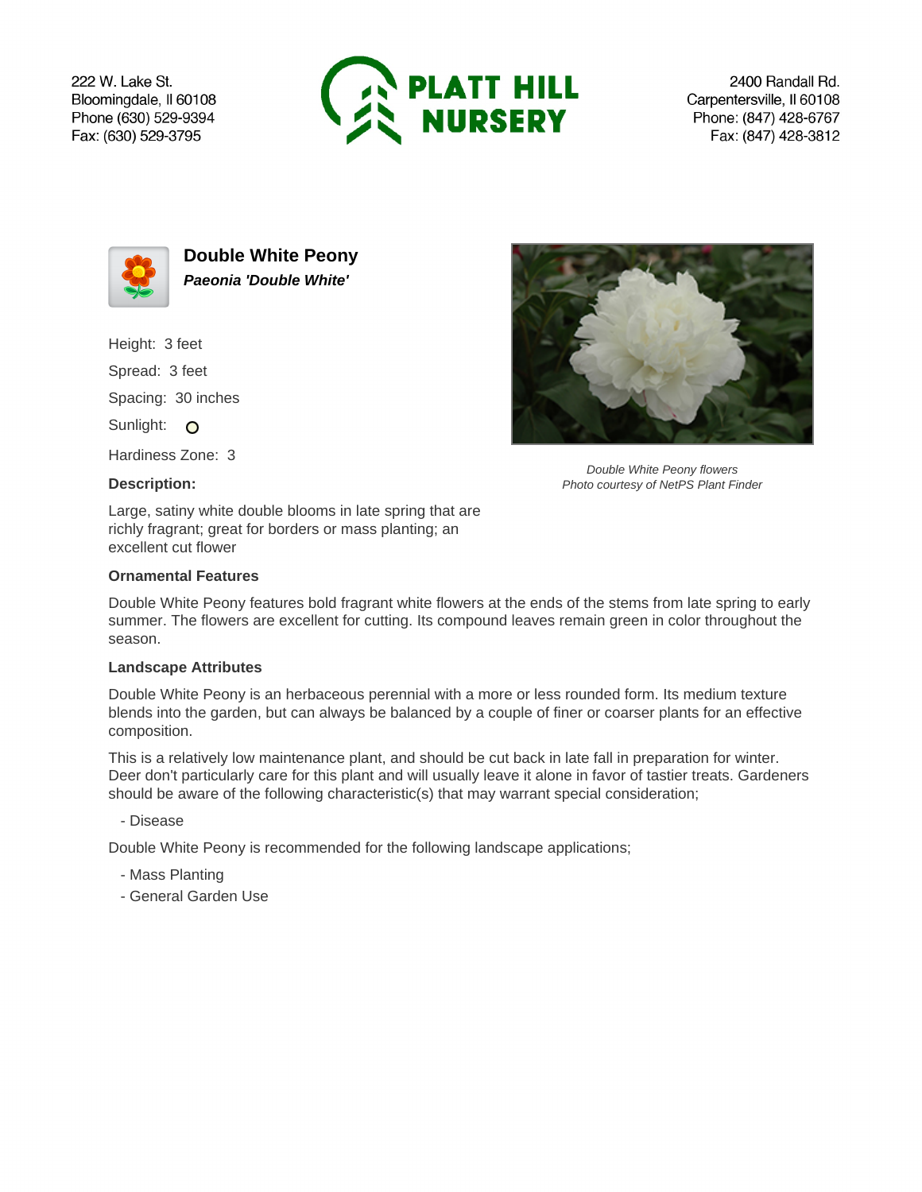222 W. Lake St.
Bloomingdale, Il 60108
Phone (630) 529-9394
Fax: (630) 529-3795

PLATT HILL NURSERY

2400 Randall Rd.
Carpentersville, Il 60108
Phone: (847) 428-6767
Fax: (847) 428-3812

# Double White Peony

***Paeonia 'Double White'***

*Double White Peony flowers*
*Photo courtesy of NetPS Plant Finder*

Height: 3 feet

Spread: 3 feet

Spacing: 30 inches

Sunlight:

Hardiness Zone: 3

**Description:**

Large, satiny white double blooms in late spring that are richly fragrant; great for borders or mass planting; an excellent cut flower

### Ornamental Features

Double White Peony features bold fragrant white flowers at the ends of the stems from late spring to early summer. The flowers are excellent for cutting. Its compound leaves remain green in color throughout the season.

### Landscape Attributes

Double White Peony is an herbaceous perennial with a more or less rounded form. Its medium texture blends into the garden, but can always be balanced by a couple of finer or coarser plants for an effective composition.

This is a relatively low maintenance plant, and should be cut back in late fall in preparation for winter. Deer don't particularly care for this plant and will usually leave it alone in favor of tastier treats. Gardeners should be aware of the following characteristic(s) that may warrant special consideration;

- Disease

Double White Peony is recommended for the following landscape applications;

- Mass Planting
- General Garden Use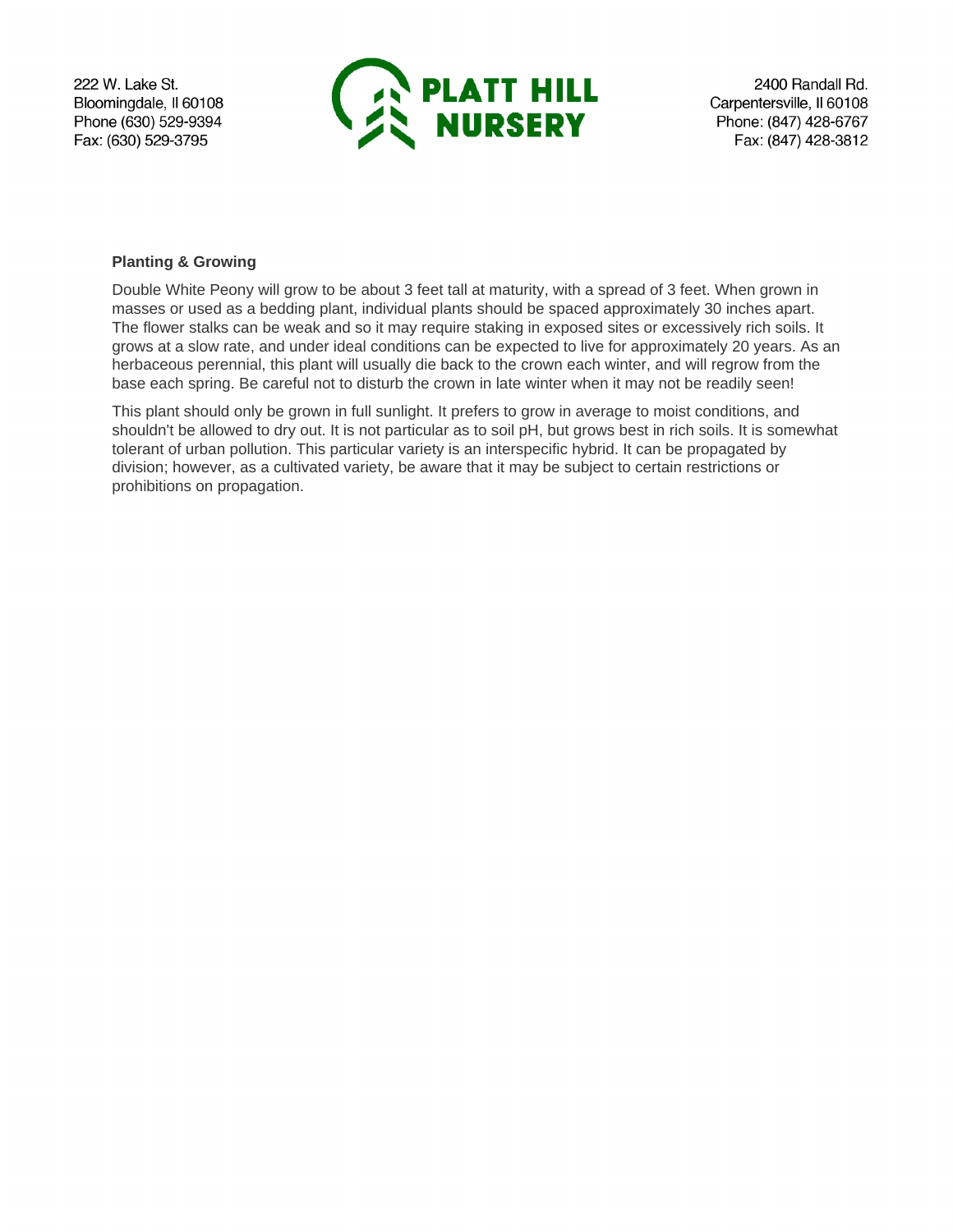**Planting & Growing**

Double White Peony will grow to be about 3 feet tall at maturity, with a spread of 3 feet. When grown in masses or used as a bedding plant, individual plants should be spaced approximately 30 inches apart. The flower stalks can be weak and so it may require staking in exposed sites or excessively rich soils. It grows at a slow rate, and under ideal conditions can be expected to live for approximately 20 years. As an herbaceous perennial, this plant will usually die back to the crown each winter, and will regrow from the base each spring. Be careful not to disturb the crown in late winter when it may not be readily seen!

This plant should only be grown in full sunlight. It prefers to grow in average to moist conditions, and shouldn't be allowed to dry out. It is not particular as to soil pH, but grows best in rich soils. It is somewhat tolerant of urban pollution. This particular variety is an interspecific hybrid. It can be propagated by division; however, as a cultivated variety, be aware that it may be subject to certain restrictions or prohibitions on propagation.